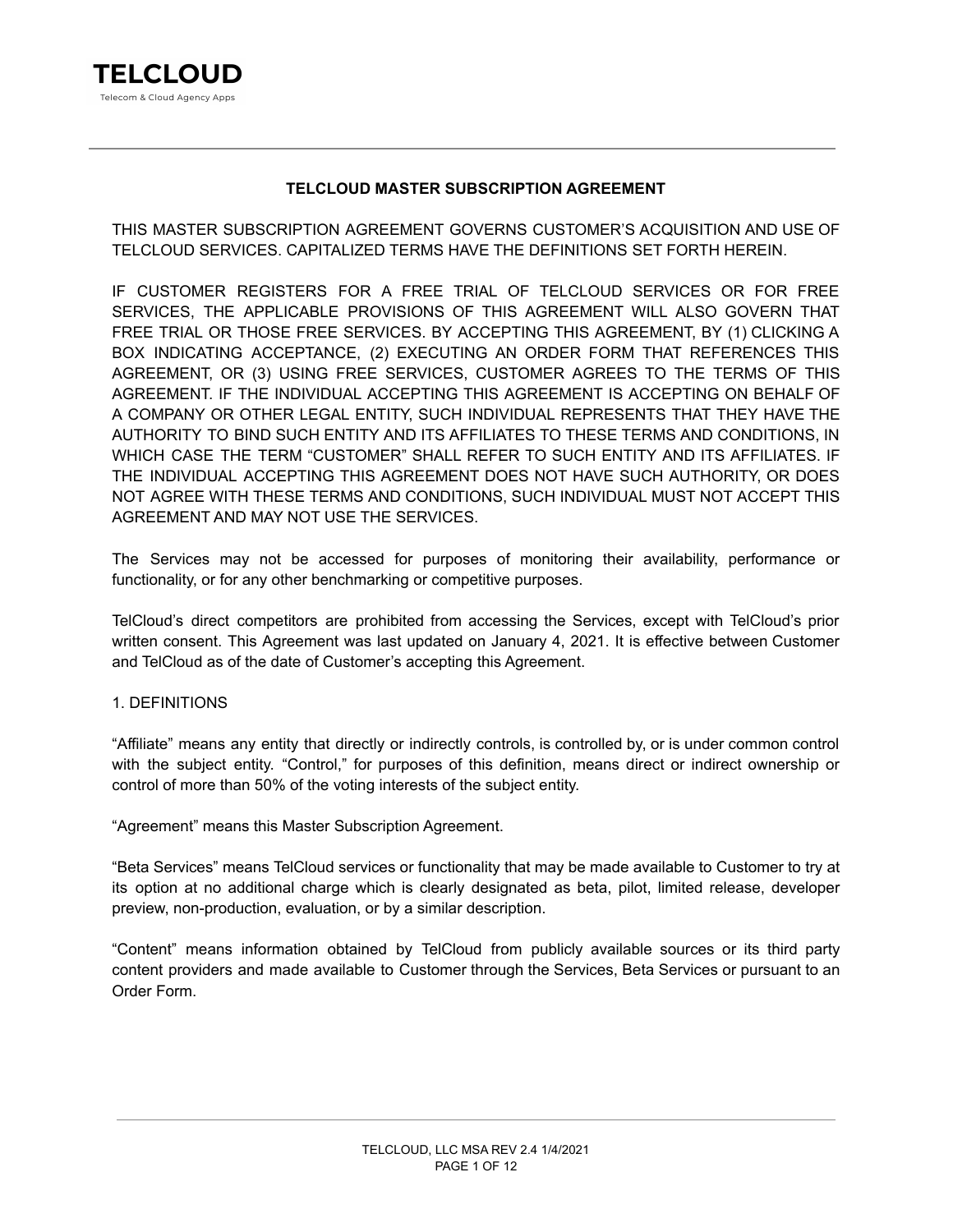**TELCLOUD**

Telecom & Cloud Agency Apps

# TELCLOUD MASTER SUBSCRIPTION AGREEMENT

THIS MASTER SUBSCRIPTION AGREEMENT GOVERNS CUSTOMER'S ACQUISITION AND USE OF TELCLOUD SERVICES. CAPITALIZED TERMS HAVE THE DEFINITIONS SET FORTH HEREIN.

IF CUSTOMER REGISTERS FOR A FREE TRIAL OF TELCLOUD SERVICES OR FOR FREE SERVICES, THE APPLICABLE PROVISIONS OF THIS AGREEMENT WILL ALSO GOVERN THAT FREE TRIAL OR THOSE FREE SERVICES. BY ACCEPTING THIS AGREEMENT, BY (1) CLICKING A BOX INDICATING ACCEPTANCE, (2) EXECUTING AN ORDER FORM THAT REFERENCES THIS AGREEMENT, OR (3) USING FREE SERVICES, CUSTOMER AGREES TO THE TERMS OF THIS AGREEMENT. IF THE INDIVIDUAL ACCEPTING THIS AGREEMENT IS ACCEPTING ON BEHALF OF A COMPANY OR OTHER LEGAL ENTITY, SUCH INDIVIDUAL REPRESENTS THAT THEY HAVE THE AUTHORITY TO BIND SUCH ENTITY AND ITS AFFILIATES TO THESE TERMS AND CONDITIONS, IN WHICH CASE THE TERM "CUSTOMER" SHALL REFER TO SUCH ENTITY AND ITS AFFILIATES. IF THE INDIVIDUAL ACCEPTING THIS AGREEMENT DOES NOT HAVE SUCH AUTHORITY, OR DOES NOT AGREE WITH THESE TERMS AND CONDITIONS, SUCH INDIVIDUAL MUST NOT ACCEPT THIS AGREEMENT AND MAY NOT USE THE SERVICES.

The Services may not be accessed for purposes of monitoring their availability, performance or functionality, or for any other benchmarking or competitive purposes.

TelCloud's direct competitors are prohibited from accessing the Services, except with TelCloud's prior written consent. This Agreement was last updated on January 4, 2021. It is effective between Customer and TelCloud as of the date of Customer's accepting this Agreement.

## 1. DEFINITIONS

"Affiliate" means any entity that directly or indirectly controls, is controlled by, or is under common control with the subject entity. "Control," for purposes of this definition, means direct or indirect ownership or control of more than 50% of the voting interests of the subject entity.

"Agreement" means this Master Subscription Agreement.

"Beta Services" means TelCloud services or functionality that may be made available to Customer to try at its option at no additional charge which is clearly designated as beta, pilot, limited release, developer preview, non-production, evaluation, or by a similar description.

"Content" means information obtained by TelCloud from publicly available sources or its third party content providers and made available to Customer through the Services, Beta Services or pursuant to an Order Form.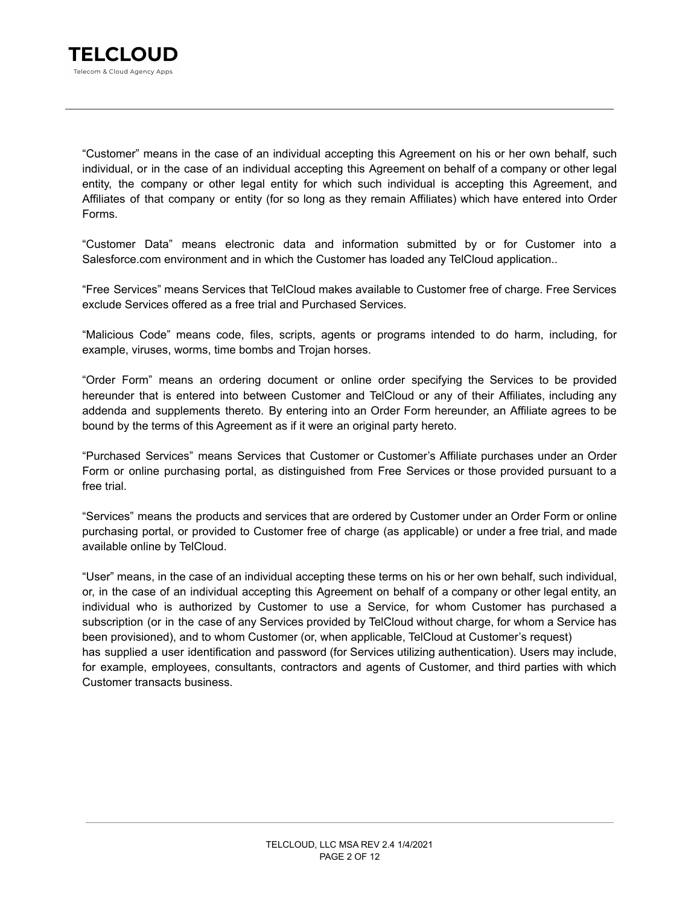"Customer" means in the case of an individual accepting this Agreement on his or her own behalf, such individual, or in the case of an individual accepting this Agreement on behalf of a company or other legal entity, the company or other legal entity for which such individual is accepting this Agreement, and Affiliates of that company or entity (for so long as they remain Affiliates) which have entered into Order Forms.

"Customer Data" means electronic data and information submitted by or for Customer into a Salesforce.com environment and in which the Customer has loaded any TelCloud application..

"Free Services" means Services that TelCloud makes available to Customer free of charge. Free Services exclude Services offered as a free trial and Purchased Services.

"Malicious Code" means code, files, scripts, agents or programs intended to do harm, including, for example, viruses, worms, time bombs and Trojan horses.

"Order Form" means an ordering document or online order specifying the Services to be provided hereunder that is entered into between Customer and TelCloud or any of their Affiliates, including any addenda and supplements thereto. By entering into an Order Form hereunder, an Affiliate agrees to be bound by the terms of this Agreement as if it were an original party hereto.

"Purchased Services" means Services that Customer or Customer's Affiliate purchases under an Order Form or online purchasing portal, as distinguished from Free Services or those provided pursuant to a free trial.

"Services" means the products and services that are ordered by Customer under an Order Form or online purchasing portal, or provided to Customer free of charge (as applicable) or under a free trial, and made available online by TelCloud.

"User" means, in the case of an individual accepting these terms on his or her own behalf, such individual, or, in the case of an individual accepting this Agreement on behalf of a company or other legal entity, an individual who is authorized by Customer to use a Service, for whom Customer has purchased a subscription (or in the case of any Services provided by TelCloud without charge, for whom a Service has been provisioned), and to whom Customer (or, when applicable, TelCloud at Customer's request) has supplied a user identification and password (for Services utilizing authentication). Users may include, for example, employees, consultants, contractors and agents of Customer, and third parties with which Customer transacts business.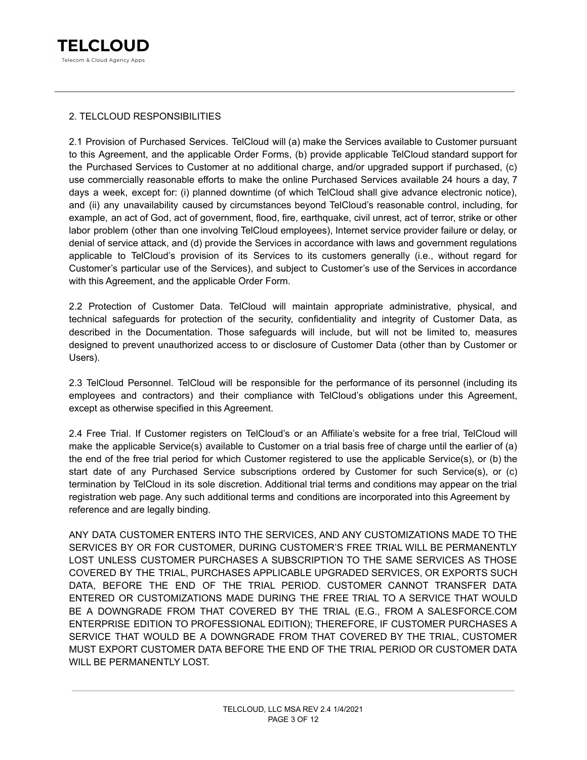## 2. TELCLOUD RESPONSIBILITIES

2.1 Provision of Purchased Services. TelCloud will (a) make the Services available to Customer pursuant to this Agreement, and the applicable Order Forms, (b) provide applicable TelCloud standard support for the Purchased Services to Customer at no additional charge, and/or upgraded support if purchased, (c) use commercially reasonable efforts to make the online Purchased Services available 24 hours a day, 7 days a week, except for: (i) planned downtime (of which TelCloud shall give advance electronic notice), and (ii) any unavailability caused by circumstances beyond TelCloud's reasonable control, including, for example, an act of God, act of government, flood, fire, earthquake, civil unrest, act of terror, strike or other labor problem (other than one involving TelCloud employees), Internet service provider failure or delay, or denial of service attack, and (d) provide the Services in accordance with laws and government regulations applicable to TelCloud's provision of its Services to its customers generally (i.e., without regard for Customer's particular use of the Services), and subject to Customer's use of the Services in accordance with this Agreement, and the applicable Order Form.

2.2 Protection of Customer Data. TelCloud will maintain appropriate administrative, physical, and technical safeguards for protection of the security, confidentiality and integrity of Customer Data, as described in the Documentation. Those safeguards will include, but will not be limited to, measures designed to prevent unauthorized access to or disclosure of Customer Data (other than by Customer or Users).

2.3 TelCloud Personnel. TelCloud will be responsible for the performance of its personnel (including its employees and contractors) and their compliance with TelCloud's obligations under this Agreement, except as otherwise specified in this Agreement.

2.4 Free Trial. If Customer registers on TelCloud's or an Affiliate's website for a free trial, TelCloud will make the applicable Service(s) available to Customer on a trial basis free of charge until the earlier of (a) the end of the free trial period for which Customer registered to use the applicable Service(s), or (b) the start date of any Purchased Service subscriptions ordered by Customer for such Service(s), or (c) termination by TelCloud in its sole discretion. Additional trial terms and conditions may appear on the trial registration web page. Any such additional terms and conditions are incorporated into this Agreement by reference and are legally binding.

ANY DATA CUSTOMER ENTERS INTO THE SERVICES, AND ANY CUSTOMIZATIONS MADE TO THE SERVICES BY OR FOR CUSTOMER, DURING CUSTOMER'S FREE TRIAL WILL BE PERMANENTLY LOST UNLESS CUSTOMER PURCHASES A SUBSCRIPTION TO THE SAME SERVICES AS THOSE COVERED BY THE TRIAL, PURCHASES APPLICABLE UPGRADED SERVICES, OR EXPORTS SUCH DATA, BEFORE THE END OF THE TRIAL PERIOD. CUSTOMER CANNOT TRANSFER DATA ENTERED OR CUSTOMIZATIONS MADE DURING THE FREE TRIAL TO A SERVICE THAT WOULD BE A DOWNGRADE FROM THAT COVERED BY THE TRIAL (E.G., FROM A SALESFORCE.COM ENTERPRISE EDITION TO PROFESSIONAL EDITION); THEREFORE, IF CUSTOMER PURCHASES A SERVICE THAT WOULD BE A DOWNGRADE FROM THAT COVERED BY THE TRIAL, CUSTOMER MUST EXPORT CUSTOMER DATA BEFORE THE END OF THE TRIAL PERIOD OR CUSTOMER DATA WILL BE PERMANENTLY LOST.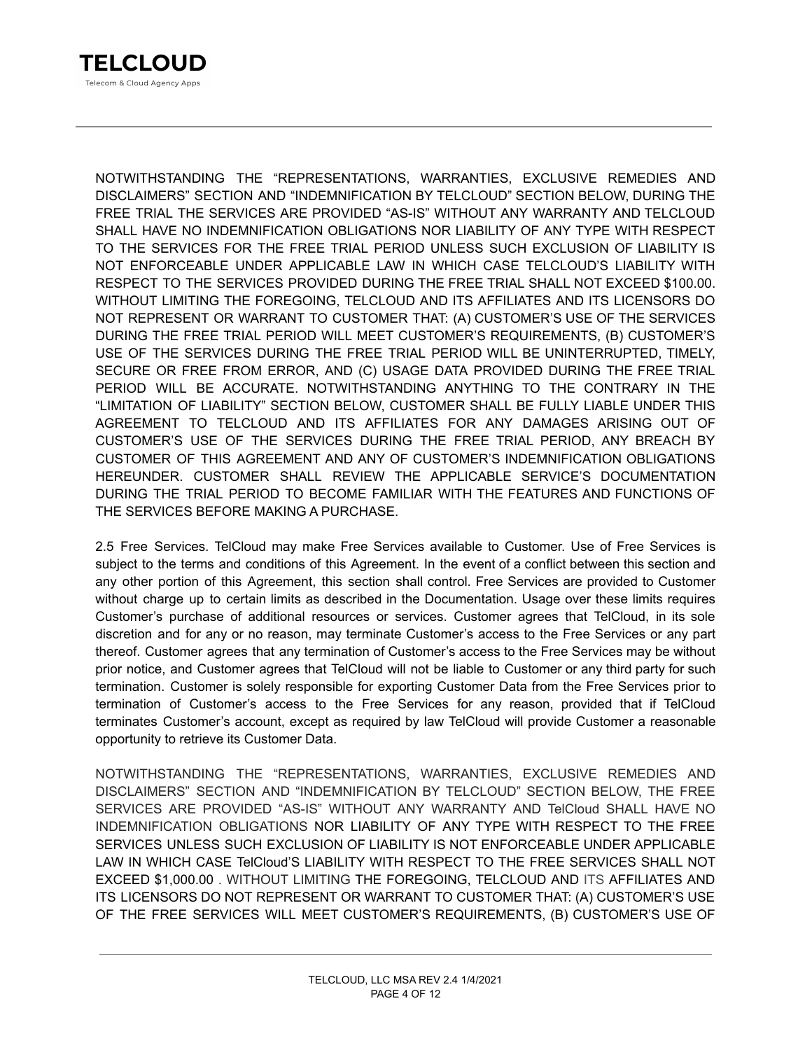NOTWITHSTANDING THE "REPRESENTATIONS, WARRANTIES, EXCLUSIVE REMEDIES AND DISCLAIMERS" SECTION AND "INDEMNIFICATION BY TELCLOUD" SECTION BELOW, DURING THE FREE TRIAL THE SERVICES ARE PROVIDED "AS-IS" WITHOUT ANY WARRANTY AND TELCLOUD SHALL HAVE NO INDEMNIFICATION OBLIGATIONS NOR LIABILITY OF ANY TYPE WITH RESPECT TO THE SERVICES FOR THE FREE TRIAL PERIOD UNLESS SUCH EXCLUSION OF LIABILITY IS NOT ENFORCEABLE UNDER APPLICABLE LAW IN WHICH CASE TELCLOUD'S LIABILITY WITH RESPECT TO THE SERVICES PROVIDED DURING THE FREE TRIAL SHALL NOT EXCEED $100.00. WITHOUT LIMITING THE FOREGOING, TELCLOUD AND ITS AFFILIATES AND ITS LICENSORS DO NOT REPRESENT OR WARRANT TO CUSTOMER THAT: (A) CUSTOMER'S USE OF THE SERVICES DURING THE FREE TRIAL PERIOD WILL MEET CUSTOMER'S REQUIREMENTS, (B) CUSTOMER'S USE OF THE SERVICES DURING THE FREE TRIAL PERIOD WILL BE UNINTERRUPTED, TIMELY, SECURE OR FREE FROM ERROR, AND (C) USAGE DATA PROVIDED DURING THE FREE TRIAL PERIOD WILL BE ACCURATE. NOTWITHSTANDING ANYTHING TO THE CONTRARY IN THE "LIMITATION OF LIABILITY" SECTION BELOW, CUSTOMER SHALL BE FULLY LIABLE UNDER THIS AGREEMENT TO TELCLOUD AND ITS AFFILIATES FOR ANY DAMAGES ARISING OUT OF CUSTOMER'S USE OF THE SERVICES DURING THE FREE TRIAL PERIOD, ANY BREACH BY CUSTOMER OF THIS AGREEMENT AND ANY OF CUSTOMER'S INDEMNIFICATION OBLIGATIONS HEREUNDER. CUSTOMER SHALL REVIEW THE APPLICABLE SERVICE'S DOCUMENTATION DURING THE TRIAL PERIOD TO BECOME FAMILIAR WITH THE FEATURES AND FUNCTIONS OF THE SERVICES BEFORE MAKING A PURCHASE.

2.5 Free Services. TelCloud may make Free Services available to Customer. Use of Free Services is subject to the terms and conditions of this Agreement. In the event of a conflict between this section and any other portion of this Agreement, this section shall control. Free Services are provided to Customer without charge up to certain limits as described in the Documentation. Usage over these limits requires Customer's purchase of additional resources or services. Customer agrees that TelCloud, in its sole discretion and for any or no reason, may terminate Customer's access to the Free Services or any part thereof. Customer agrees that any termination of Customer's access to the Free Services may be without prior notice, and Customer agrees that TelCloud will not be liable to Customer or any third party for such termination. Customer is solely responsible for exporting Customer Data from the Free Services prior to termination of Customer's access to the Free Services for any reason, provided that if TelCloud terminates Customer's account, except as required by law TelCloud will provide Customer a reasonable opportunity to retrieve its Customer Data.

NOTWITHSTANDING THE "REPRESENTATIONS, WARRANTIES, EXCLUSIVE REMEDIES AND DISCLAIMERS" SECTION AND "INDEMNIFICATION BY TELCLOUD" SECTION BELOW, THE FREE SERVICES ARE PROVIDED "AS-IS" WITHOUT ANY WARRANTY AND TelCloud SHALL HAVE NO INDEMNIFICATION OBLIGATIONS NOR LIABILITY OF ANY TYPE WITH RESPECT TO THE FREE SERVICES UNLESS SUCH EXCLUSION OF LIABILITY IS NOT ENFORCEABLE UNDER APPLICABLE LAW IN WHICH CASE TelCloud'S LIABILITY WITH RESPECT TO THE FREE SERVICES SHALL NOT EXCEED $1,000.00 . WITHOUT LIMITING THE FOREGOING, TELCLOUD AND ITS AFFILIATES AND ITS LICENSORS DO NOT REPRESENT OR WARRANT TO CUSTOMER THAT: (A) CUSTOMER'S USE OF THE FREE SERVICES WILL MEET CUSTOMER'S REQUIREMENTS, (B) CUSTOMER'S USE OF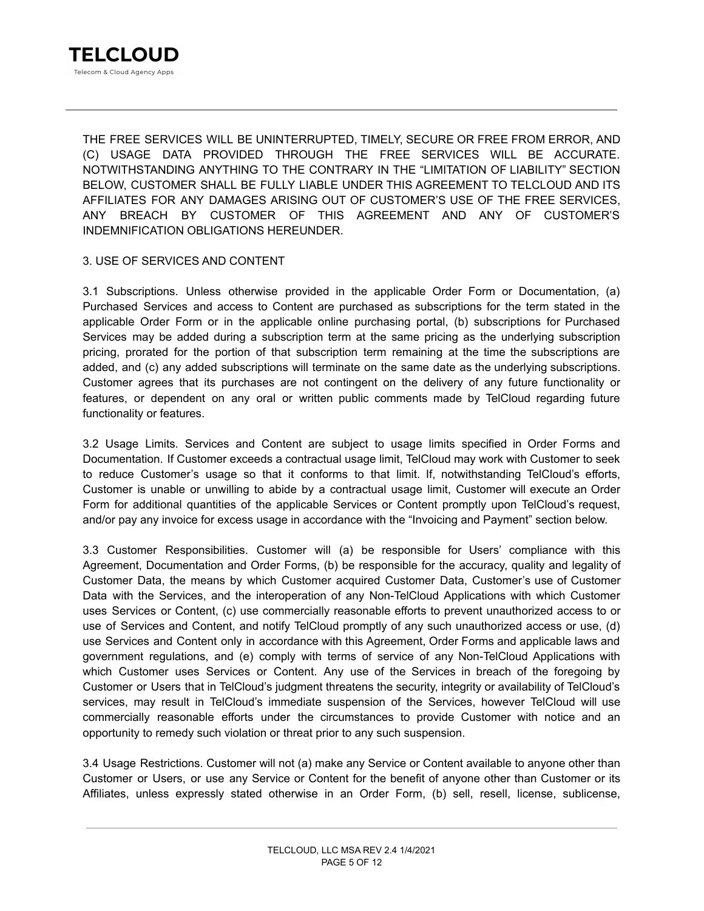THE FREE SERVICES WILL BE UNINTERRUPTED, TIMELY, SECURE OR FREE FROM ERROR, AND (C) USAGE DATA PROVIDED THROUGH THE FREE SERVICES WILL BE ACCURATE. NOTWITHSTANDING ANYTHING TO THE CONTRARY IN THE "LIMITATION OF LIABILITY" SECTION BELOW, CUSTOMER SHALL BE FULLY LIABLE UNDER THIS AGREEMENT TO TELCLOUD AND ITS AFFILIATES FOR ANY DAMAGES ARISING OUT OF CUSTOMER'S USE OF THE FREE SERVICES, ANY BREACH BY CUSTOMER OF THIS AGREEMENT AND ANY OF CUSTOMER'S INDEMNIFICATION OBLIGATIONS HEREUNDER.

## 3. USE OF SERVICES AND CONTENT

3.1 Subscriptions. Unless otherwise provided in the applicable Order Form or Documentation, (a) Purchased Services and access to Content are purchased as subscriptions for the term stated in the applicable Order Form or in the applicable online purchasing portal, (b) subscriptions for Purchased Services may be added during a subscription term at the same pricing as the underlying subscription pricing, prorated for the portion of that subscription term remaining at the time the subscriptions are added, and (c) any added subscriptions will terminate on the same date as the underlying subscriptions. Customer agrees that its purchases are not contingent on the delivery of any future functionality or features, or dependent on any oral or written public comments made by TelCloud regarding future functionality or features.

3.2 Usage Limits. Services and Content are subject to usage limits specified in Order Forms and Documentation. If Customer exceeds a contractual usage limit, TelCloud may work with Customer to seek to reduce Customer's usage so that it conforms to that limit. If, notwithstanding TelCloud's efforts, Customer is unable or unwilling to abide by a contractual usage limit, Customer will execute an Order Form for additional quantities of the applicable Services or Content promptly upon TelCloud's request, and/or pay any invoice for excess usage in accordance with the "Invoicing and Payment" section below.

3.3 Customer Responsibilities. Customer will (a) be responsible for Users' compliance with this Agreement, Documentation and Order Forms, (b) be responsible for the accuracy, quality and legality of Customer Data, the means by which Customer acquired Customer Data, Customer's use of Customer Data with the Services, and the interoperation of any Non-TelCloud Applications with which Customer uses Services or Content, (c) use commercially reasonable efforts to prevent unauthorized access to or use of Services and Content, and notify TelCloud promptly of any such unauthorized access or use, (d) use Services and Content only in accordance with this Agreement, Order Forms and applicable laws and government regulations, and (e) comply with terms of service of any Non-TelCloud Applications with which Customer uses Services or Content. Any use of the Services in breach of the foregoing by Customer or Users that in TelCloud's judgment threatens the security, integrity or availability of TelCloud's services, may result in TelCloud's immediate suspension of the Services, however TelCloud will use commercially reasonable efforts under the circumstances to provide Customer with notice and an opportunity to remedy such violation or threat prior to any such suspension.

3.4 Usage Restrictions. Customer will not (a) make any Service or Content available to anyone other than Customer or Users, or use any Service or Content for the benefit of anyone other than Customer or its Affiliates, unless expressly stated otherwise in an Order Form, (b) sell, resell, license, sublicense,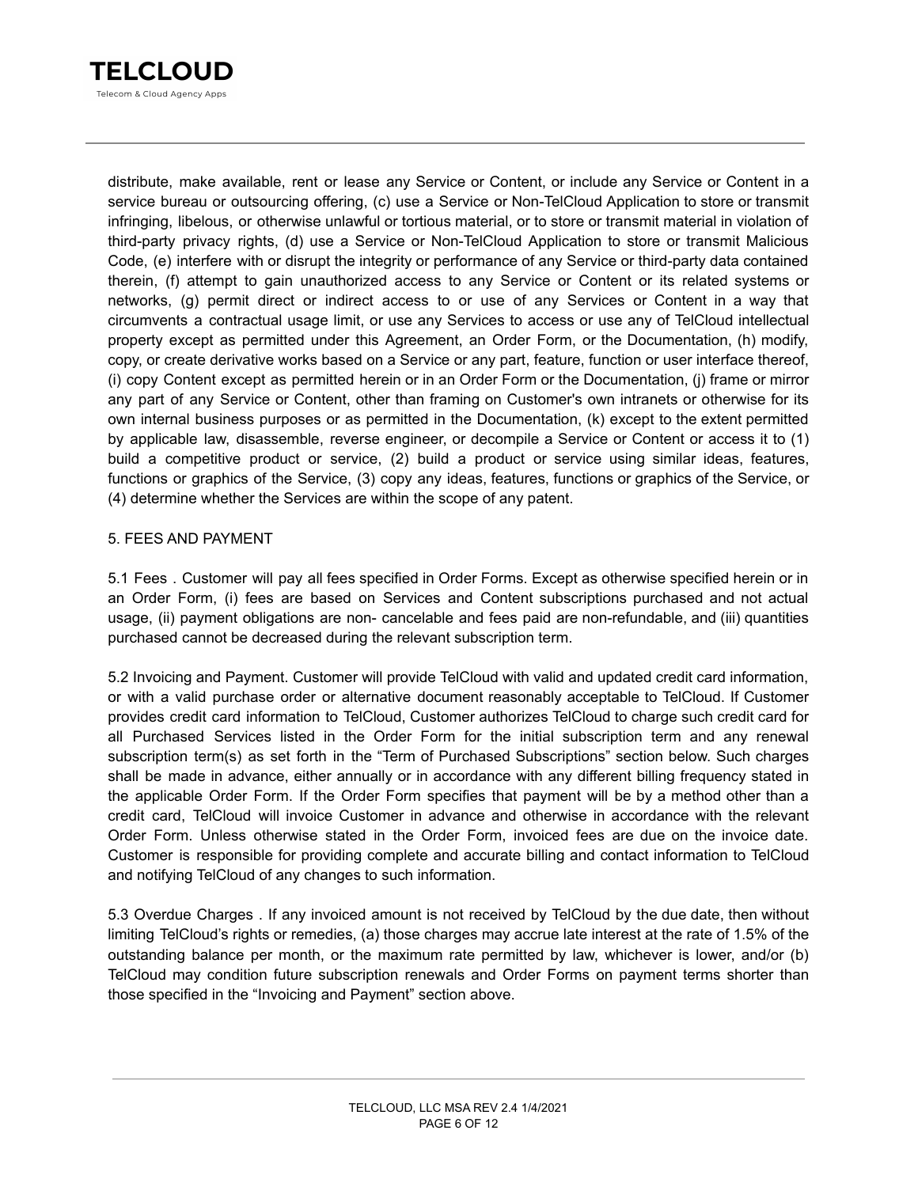distribute, make available, rent or lease any Service or Content, or include any Service or Content in a service bureau or outsourcing offering, (c) use a Service or Non-TelCloud Application to store or transmit infringing, libelous, or otherwise unlawful or tortious material, or to store or transmit material in violation of third-party privacy rights, (d) use a Service or Non-TelCloud Application to store or transmit Malicious Code, (e) interfere with or disrupt the integrity or performance of any Service or third-party data contained therein, (f) attempt to gain unauthorized access to any Service or Content or its related systems or networks, (g) permit direct or indirect access to or use of any Services or Content in a way that circumvents a contractual usage limit, or use any Services to access or use any of TelCloud intellectual property except as permitted under this Agreement, an Order Form, or the Documentation, (h) modify, copy, or create derivative works based on a Service or any part, feature, function or user interface thereof, (i) copy Content except as permitted herein or in an Order Form or the Documentation, (j) frame or mirror any part of any Service or Content, other than framing on Customer's own intranets or otherwise for its own internal business purposes or as permitted in the Documentation, (k) except to the extent permitted by applicable law, disassemble, reverse engineer, or decompile a Service or Content or access it to (1) build a competitive product or service, (2) build a product or service using similar ideas, features, functions or graphics of the Service, (3) copy any ideas, features, functions or graphics of the Service, or (4) determine whether the Services are within the scope of any patent.

## 5. FEES AND PAYMENT

5.1 Fees . Customer will pay all fees specified in Order Forms. Except as otherwise specified herein or in an Order Form, (i) fees are based on Services and Content subscriptions purchased and not actual usage, (ii) payment obligations are non- cancelable and fees paid are non-refundable, and (iii) quantities purchased cannot be decreased during the relevant subscription term.

5.2 Invoicing and Payment. Customer will provide TelCloud with valid and updated credit card information, or with a valid purchase order or alternative document reasonably acceptable to TelCloud. If Customer provides credit card information to TelCloud, Customer authorizes TelCloud to charge such credit card for all Purchased Services listed in the Order Form for the initial subscription term and any renewal subscription term(s) as set forth in the "Term of Purchased Subscriptions" section below. Such charges shall be made in advance, either annually or in accordance with any different billing frequency stated in the applicable Order Form. If the Order Form specifies that payment will be by a method other than a credit card, TelCloud will invoice Customer in advance and otherwise in accordance with the relevant Order Form. Unless otherwise stated in the Order Form, invoiced fees are due on the invoice date. Customer is responsible for providing complete and accurate billing and contact information to TelCloud and notifying TelCloud of any changes to such information.

5.3 Overdue Charges . If any invoiced amount is not received by TelCloud by the due date, then without limiting TelCloud's rights or remedies, (a) those charges may accrue late interest at the rate of 1.5% of the outstanding balance per month, or the maximum rate permitted by law, whichever is lower, and/or (b) TelCloud may condition future subscription renewals and Order Forms on payment terms shorter than those specified in the "Invoicing and Payment" section above.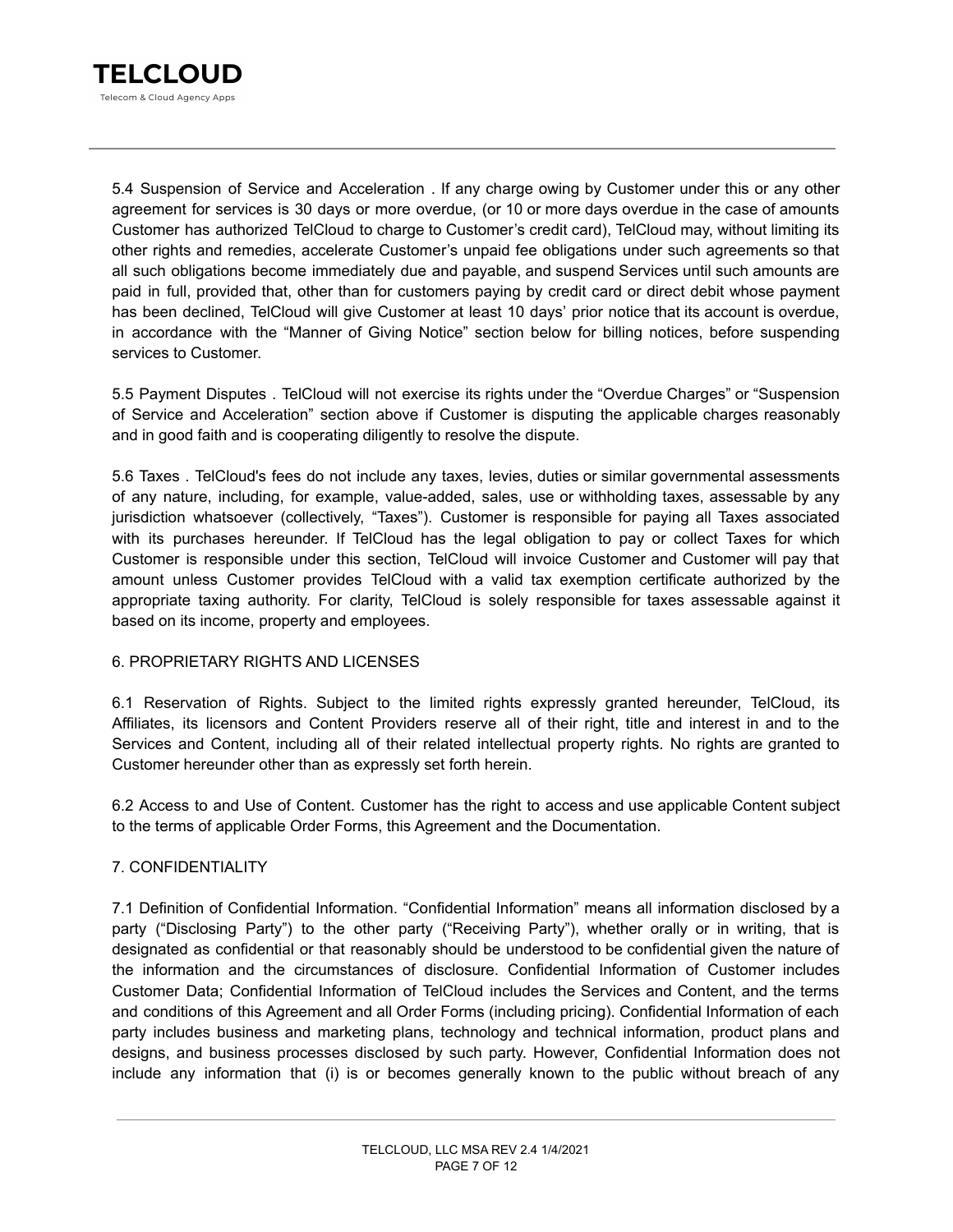5.4 Suspension of Service and Acceleration . If any charge owing by Customer under this or any other agreement for services is 30 days or more overdue, (or 10 or more days overdue in the case of amounts Customer has authorized TelCloud to charge to Customer's credit card), TelCloud may, without limiting its other rights and remedies, accelerate Customer's unpaid fee obligations under such agreements so that all such obligations become immediately due and payable, and suspend Services until such amounts are paid in full, provided that, other than for customers paying by credit card or direct debit whose payment has been declined, TelCloud will give Customer at least 10 days' prior notice that its account is overdue, in accordance with the "Manner of Giving Notice" section below for billing notices, before suspending services to Customer.

5.5 Payment Disputes . TelCloud will not exercise its rights under the "Overdue Charges" or "Suspension of Service and Acceleration" section above if Customer is disputing the applicable charges reasonably and in good faith and is cooperating diligently to resolve the dispute.

5.6 Taxes . TelCloud's fees do not include any taxes, levies, duties or similar governmental assessments of any nature, including, for example, value-added, sales, use or withholding taxes, assessable by any jurisdiction whatsoever (collectively, "Taxes"). Customer is responsible for paying all Taxes associated with its purchases hereunder. If TelCloud has the legal obligation to pay or collect Taxes for which Customer is responsible under this section, TelCloud will invoice Customer and Customer will pay that amount unless Customer provides TelCloud with a valid tax exemption certificate authorized by the appropriate taxing authority. For clarity, TelCloud is solely responsible for taxes assessable against it based on its income, property and employees.

## 6. PROPRIETARY RIGHTS AND LICENSES

6.1 Reservation of Rights. Subject to the limited rights expressly granted hereunder, TelCloud, its Affiliates, its licensors and Content Providers reserve all of their right, title and interest in and to the Services and Content, including all of their related intellectual property rights. No rights are granted to Customer hereunder other than as expressly set forth herein.

6.2 Access to and Use of Content. Customer has the right to access and use applicable Content subject to the terms of applicable Order Forms, this Agreement and the Documentation.

## 7. CONFIDENTIALITY

7.1 Definition of Confidential Information. "Confidential Information" means all information disclosed by a party ("Disclosing Party") to the other party ("Receiving Party"), whether orally or in writing, that is designated as confidential or that reasonably should be understood to be confidential given the nature of the information and the circumstances of disclosure. Confidential Information of Customer includes Customer Data; Confidential Information of TelCloud includes the Services and Content, and the terms and conditions of this Agreement and all Order Forms (including pricing). Confidential Information of each party includes business and marketing plans, technology and technical information, product plans and designs, and business processes disclosed by such party. However, Confidential Information does not include any information that (i) is or becomes generally known to the public without breach of any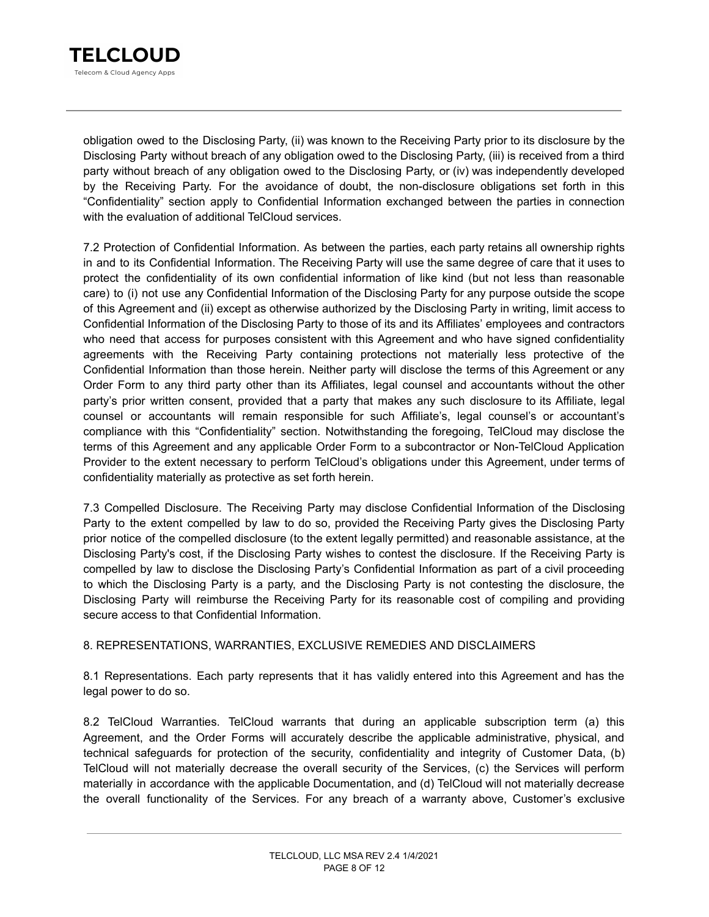obligation owed to the Disclosing Party, (ii) was known to the Receiving Party prior to its disclosure by the Disclosing Party without breach of any obligation owed to the Disclosing Party, (iii) is received from a third party without breach of any obligation owed to the Disclosing Party, or (iv) was independently developed by the Receiving Party. For the avoidance of doubt, the non-disclosure obligations set forth in this "Confidentiality" section apply to Confidential Information exchanged between the parties in connection with the evaluation of additional TelCloud services.

7.2 Protection of Confidential Information. As between the parties, each party retains all ownership rights in and to its Confidential Information. The Receiving Party will use the same degree of care that it uses to protect the confidentiality of its own confidential information of like kind (but not less than reasonable care) to (i) not use any Confidential Information of the Disclosing Party for any purpose outside the scope of this Agreement and (ii) except as otherwise authorized by the Disclosing Party in writing, limit access to Confidential Information of the Disclosing Party to those of its and its Affiliates' employees and contractors who need that access for purposes consistent with this Agreement and who have signed confidentiality agreements with the Receiving Party containing protections not materially less protective of the Confidential Information than those herein. Neither party will disclose the terms of this Agreement or any Order Form to any third party other than its Affiliates, legal counsel and accountants without the other party's prior written consent, provided that a party that makes any such disclosure to its Affiliate, legal counsel or accountants will remain responsible for such Affiliate's, legal counsel's or accountant's compliance with this "Confidentiality" section. Notwithstanding the foregoing, TelCloud may disclose the terms of this Agreement and any applicable Order Form to a subcontractor or Non-TelCloud Application Provider to the extent necessary to perform TelCloud's obligations under this Agreement, under terms of confidentiality materially as protective as set forth herein.

7.3 Compelled Disclosure. The Receiving Party may disclose Confidential Information of the Disclosing Party to the extent compelled by law to do so, provided the Receiving Party gives the Disclosing Party prior notice of the compelled disclosure (to the extent legally permitted) and reasonable assistance, at the Disclosing Party's cost, if the Disclosing Party wishes to contest the disclosure. If the Receiving Party is compelled by law to disclose the Disclosing Party's Confidential Information as part of a civil proceeding to which the Disclosing Party is a party, and the Disclosing Party is not contesting the disclosure, the Disclosing Party will reimburse the Receiving Party for its reasonable cost of compiling and providing secure access to that Confidential Information.

## 8. REPRESENTATIONS, WARRANTIES, EXCLUSIVE REMEDIES AND DISCLAIMERS

8.1 Representations. Each party represents that it has validly entered into this Agreement and has the legal power to do so.

8.2 TelCloud Warranties. TelCloud warrants that during an applicable subscription term (a) this Agreement, and the Order Forms will accurately describe the applicable administrative, physical, and technical safeguards for protection of the security, confidentiality and integrity of Customer Data, (b) TelCloud will not materially decrease the overall security of the Services, (c) the Services will perform materially in accordance with the applicable Documentation, and (d) TelCloud will not materially decrease the overall functionality of the Services. For any breach of a warranty above, Customer's exclusive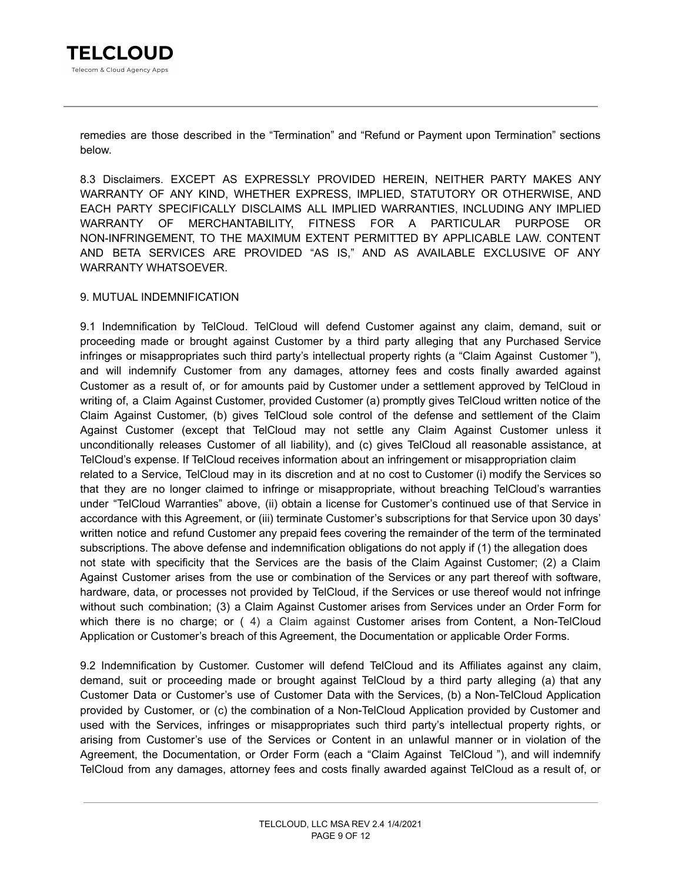remedies are those described in the “Termination” and “Refund or Payment upon Termination” sections below.

8.3 Disclaimers. EXCEPT AS EXPRESSLY PROVIDED HEREIN, NEITHER PARTY MAKES ANY WARRANTY OF ANY KIND, WHETHER EXPRESS, IMPLIED, STATUTORY OR OTHERWISE, AND EACH PARTY SPECIFICALLY DISCLAIMS ALL IMPLIED WARRANTIES, INCLUDING ANY IMPLIED WARRANTY OF MERCHANTABILITY, FITNESS FOR A PARTICULAR PURPOSE OR NON-INFRINGEMENT, TO THE MAXIMUM EXTENT PERMITTED BY APPLICABLE LAW. CONTENT AND BETA SERVICES ARE PROVIDED “AS IS,” AND AS AVAILABLE EXCLUSIVE OF ANY WARRANTY WHATSOEVER.

## 9. MUTUAL INDEMNIFICATION

9.1 Indemnification by TelCloud. TelCloud will defend Customer against any claim, demand, suit or proceeding made or brought against Customer by a third party alleging that any Purchased Service infringes or misappropriates such third party’s intellectual property rights (a “Claim Against Customer ”), and will indemnify Customer from any damages, attorney fees and costs finally awarded against Customer as a result of, or for amounts paid by Customer under a settlement approved by TelCloud in writing of, a Claim Against Customer, provided Customer (a) promptly gives TelCloud written notice of the Claim Against Customer, (b) gives TelCloud sole control of the defense and settlement of the Claim Against Customer (except that TelCloud may not settle any Claim Against Customer unless it unconditionally releases Customer of all liability), and (c) gives TelCloud all reasonable assistance, at TelCloud’s expense. If TelCloud receives information about an infringement or misappropriation claim related to a Service, TelCloud may in its discretion and at no cost to Customer (i) modify the Services so that they are no longer claimed to infringe or misappropriate, without breaching TelCloud’s warranties under “TelCloud Warranties” above, (ii) obtain a license for Customer’s continued use of that Service in accordance with this Agreement, or (iii) terminate Customer’s subscriptions for that Service upon 30 days’ written notice and refund Customer any prepaid fees covering the remainder of the term of the terminated subscriptions. The above defense and indemnification obligations do not apply if (1) the allegation does not state with specificity that the Services are the basis of the Claim Against Customer; (2) a Claim Against Customer arises from the use or combination of the Services or any part thereof with software, hardware, data, or processes not provided by TelCloud, if the Services or use thereof would not infringe without such combination; (3) a Claim Against Customer arises from Services under an Order Form for which there is no charge; or ( 4) a Claim against Customer arises from Content, a Non-TelCloud Application or Customer’s breach of this Agreement, the Documentation or applicable Order Forms.

9.2 Indemnification by Customer. Customer will defend TelCloud and its Affiliates against any claim, demand, suit or proceeding made or brought against TelCloud by a third party alleging (a) that any Customer Data or Customer’s use of Customer Data with the Services, (b) a Non-TelCloud Application provided by Customer, or (c) the combination of a Non-TelCloud Application provided by Customer and used with the Services, infringes or misappropriates such third party’s intellectual property rights, or arising from Customer’s use of the Services or Content in an unlawful manner or in violation of the Agreement, the Documentation, or Order Form (each a “Claim Against TelCloud ”), and will indemnify TelCloud from any damages, attorney fees and costs finally awarded against TelCloud as a result of, or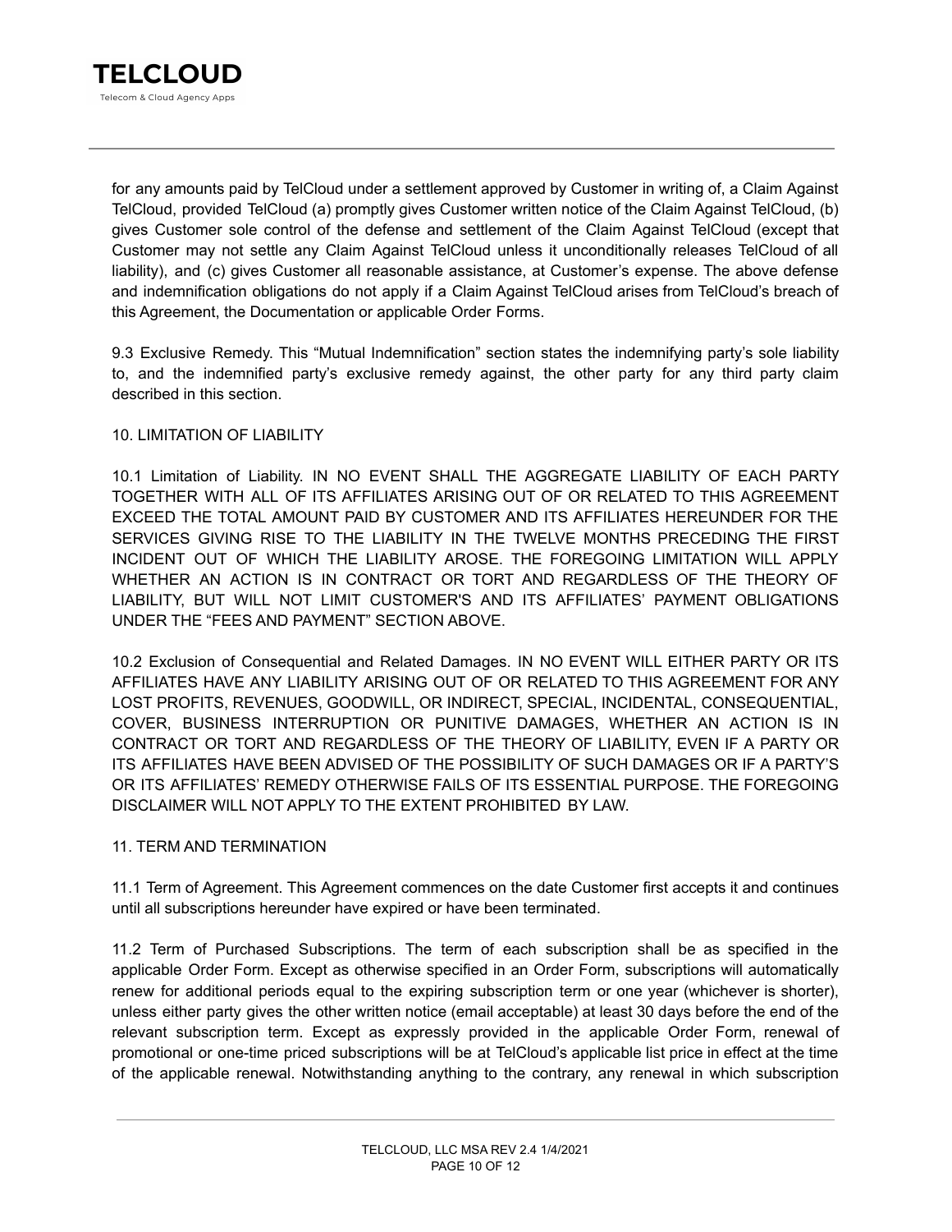for any amounts paid by TelCloud under a settlement approved by Customer in writing of, a Claim Against TelCloud, provided TelCloud (a) promptly gives Customer written notice of the Claim Against TelCloud, (b) gives Customer sole control of the defense and settlement of the Claim Against TelCloud (except that Customer may not settle any Claim Against TelCloud unless it unconditionally releases TelCloud of all liability), and (c) gives Customer all reasonable assistance, at Customer's expense. The above defense and indemnification obligations do not apply if a Claim Against TelCloud arises from TelCloud's breach of this Agreement, the Documentation or applicable Order Forms.

9.3 Exclusive Remedy. This "Mutual Indemnification" section states the indemnifying party's sole liability to, and the indemnified party's exclusive remedy against, the other party for any third party claim described in this section.

## 10. LIMITATION OF LIABILITY

10.1 Limitation of Liability. IN NO EVENT SHALL THE AGGREGATE LIABILITY OF EACH PARTY TOGETHER WITH ALL OF ITS AFFILIATES ARISING OUT OF OR RELATED TO THIS AGREEMENT EXCEED THE TOTAL AMOUNT PAID BY CUSTOMER AND ITS AFFILIATES HEREUNDER FOR THE SERVICES GIVING RISE TO THE LIABILITY IN THE TWELVE MONTHS PRECEDING THE FIRST INCIDENT OUT OF WHICH THE LIABILITY AROSE. THE FOREGOING LIMITATION WILL APPLY WHETHER AN ACTION IS IN CONTRACT OR TORT AND REGARDLESS OF THE THEORY OF LIABILITY, BUT WILL NOT LIMIT CUSTOMER'S AND ITS AFFILIATES' PAYMENT OBLIGATIONS UNDER THE "FEES AND PAYMENT" SECTION ABOVE.

10.2 Exclusion of Consequential and Related Damages. IN NO EVENT WILL EITHER PARTY OR ITS AFFILIATES HAVE ANY LIABILITY ARISING OUT OF OR RELATED TO THIS AGREEMENT FOR ANY LOST PROFITS, REVENUES, GOODWILL, OR INDIRECT, SPECIAL, INCIDENTAL, CONSEQUENTIAL, COVER, BUSINESS INTERRUPTION OR PUNITIVE DAMAGES, WHETHER AN ACTION IS IN CONTRACT OR TORT AND REGARDLESS OF THE THEORY OF LIABILITY, EVEN IF A PARTY OR ITS AFFILIATES HAVE BEEN ADVISED OF THE POSSIBILITY OF SUCH DAMAGES OR IF A PARTY'S OR ITS AFFILIATES' REMEDY OTHERWISE FAILS OF ITS ESSENTIAL PURPOSE. THE FOREGOING DISCLAIMER WILL NOT APPLY TO THE EXTENT PROHIBITED BY LAW.

## 11. TERM AND TERMINATION

11.1 Term of Agreement. This Agreement commences on the date Customer first accepts it and continues until all subscriptions hereunder have expired or have been terminated.

11.2 Term of Purchased Subscriptions. The term of each subscription shall be as specified in the applicable Order Form. Except as otherwise specified in an Order Form, subscriptions will automatically renew for additional periods equal to the expiring subscription term or one year (whichever is shorter), unless either party gives the other written notice (email acceptable) at least 30 days before the end of the relevant subscription term. Except as expressly provided in the applicable Order Form, renewal of promotional or one-time priced subscriptions will be at TelCloud's applicable list price in effect at the time of the applicable renewal. Notwithstanding anything to the contrary, any renewal in which subscription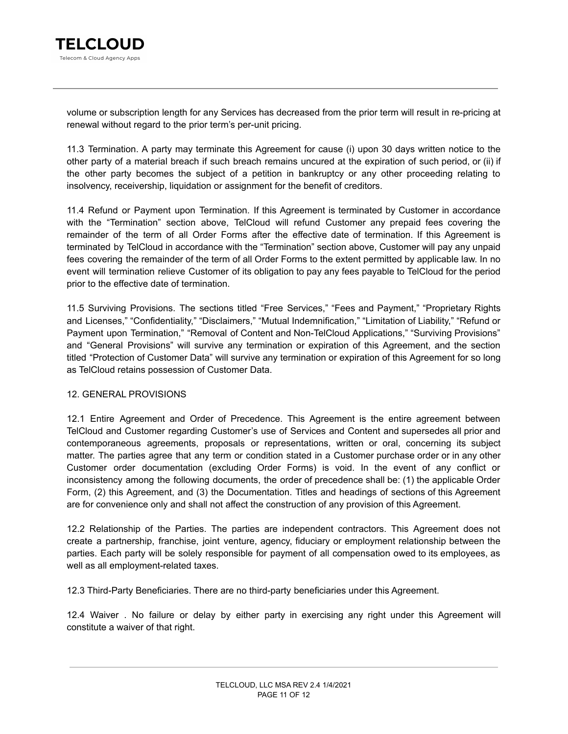volume or subscription length for any Services has decreased from the prior term will result in re-pricing at renewal without regard to the prior term's per-unit pricing.

11.3 Termination. A party may terminate this Agreement for cause (i) upon 30 days written notice to the other party of a material breach if such breach remains uncured at the expiration of such period, or (ii) if the other party becomes the subject of a petition in bankruptcy or any other proceeding relating to insolvency, receivership, liquidation or assignment for the benefit of creditors.

11.4 Refund or Payment upon Termination. If this Agreement is terminated by Customer in accordance with the "Termination" section above, TelCloud will refund Customer any prepaid fees covering the remainder of the term of all Order Forms after the effective date of termination. If this Agreement is terminated by TelCloud in accordance with the "Termination" section above, Customer will pay any unpaid fees covering the remainder of the term of all Order Forms to the extent permitted by applicable law. In no event will termination relieve Customer of its obligation to pay any fees payable to TelCloud for the period prior to the effective date of termination.

11.5 Surviving Provisions. The sections titled "Free Services," "Fees and Payment," "Proprietary Rights and Licenses," "Confidentiality," "Disclaimers," "Mutual Indemnification," "Limitation of Liability," "Refund or Payment upon Termination," "Removal of Content and Non-TelCloud Applications," "Surviving Provisions" and "General Provisions" will survive any termination or expiration of this Agreement, and the section titled "Protection of Customer Data" will survive any termination or expiration of this Agreement for so long as TelCloud retains possession of Customer Data.

## 12. GENERAL PROVISIONS

12.1 Entire Agreement and Order of Precedence. This Agreement is the entire agreement between TelCloud and Customer regarding Customer's use of Services and Content and supersedes all prior and contemporaneous agreements, proposals or representations, written or oral, concerning its subject matter. The parties agree that any term or condition stated in a Customer purchase order or in any other Customer order documentation (excluding Order Forms) is void. In the event of any conflict or inconsistency among the following documents, the order of precedence shall be: (1) the applicable Order Form, (2) this Agreement, and (3) the Documentation. Titles and headings of sections of this Agreement are for convenience only and shall not affect the construction of any provision of this Agreement.

12.2 Relationship of the Parties. The parties are independent contractors. This Agreement does not create a partnership, franchise, joint venture, agency, fiduciary or employment relationship between the parties. Each party will be solely responsible for payment of all compensation owed to its employees, as well as all employment-related taxes.

12.3 Third-Party Beneficiaries. There are no third-party beneficiaries under this Agreement.

12.4 Waiver . No failure or delay by either party in exercising any right under this Agreement will constitute a waiver of that right.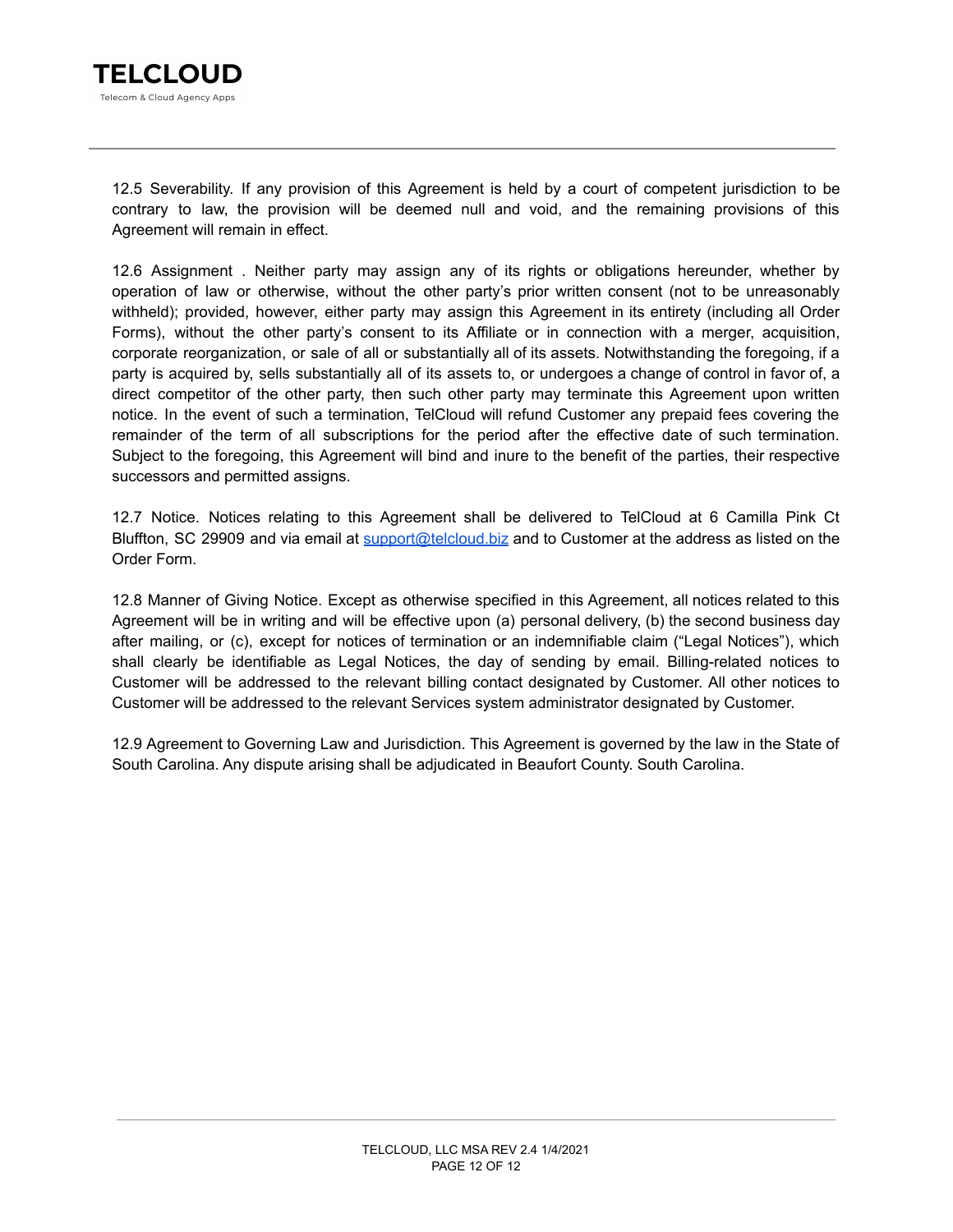12.5 Severability. If any provision of this Agreement is held by a court of competent jurisdiction to be contrary to law, the provision will be deemed null and void, and the remaining provisions of this Agreement will remain in effect.

12.6 Assignment . Neither party may assign any of its rights or obligations hereunder, whether by operation of law or otherwise, without the other party's prior written consent (not to be unreasonably withheld); provided, however, either party may assign this Agreement in its entirety (including all Order Forms), without the other party's consent to its Affiliate or in connection with a merger, acquisition, corporate reorganization, or sale of all or substantially all of its assets. Notwithstanding the foregoing, if a party is acquired by, sells substantially all of its assets to, or undergoes a change of control in favor of, a direct competitor of the other party, then such other party may terminate this Agreement upon written notice. In the event of such a termination, TelCloud will refund Customer any prepaid fees covering the remainder of the term of all subscriptions for the period after the effective date of such termination. Subject to the foregoing, this Agreement will bind and inure to the benefit of the parties, their respective successors and permitted assigns.

12.7 Notice. Notices relating to this Agreement shall be delivered to TelCloud at 6 Camilla Pink Ct Bluffton, SC 29909 and via email at support@telcloud.biz and to Customer at the address as listed on the Order Form.

12.8 Manner of Giving Notice. Except as otherwise specified in this Agreement, all notices related to this Agreement will be in writing and will be effective upon (a) personal delivery, (b) the second business day after mailing, or (c), except for notices of termination or an indemnifiable claim ("Legal Notices"), which shall clearly be identifiable as Legal Notices, the day of sending by email. Billing-related notices to Customer will be addressed to the relevant billing contact designated by Customer. All other notices to Customer will be addressed to the relevant Services system administrator designated by Customer.

12.9 Agreement to Governing Law and Jurisdiction. This Agreement is governed by the law in the State of South Carolina. Any dispute arising shall be adjudicated in Beaufort County. South Carolina.